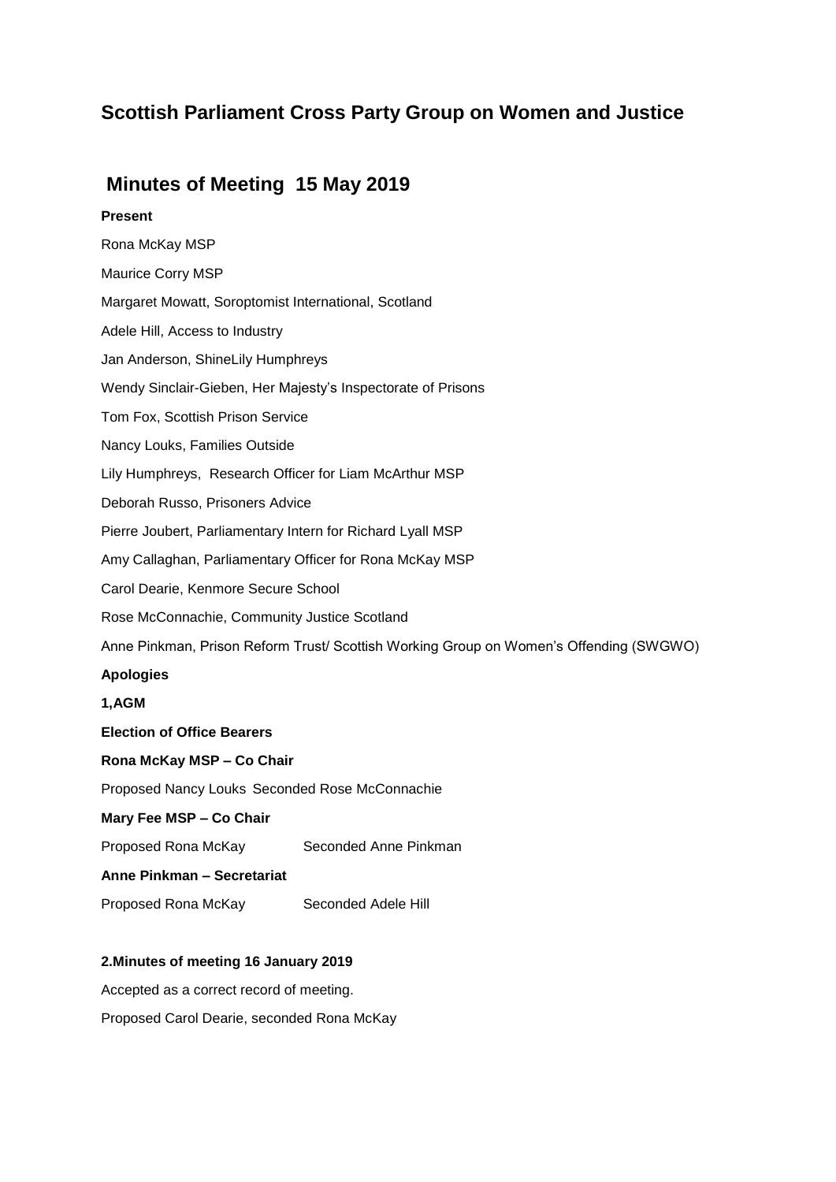## Scottish Parliament Cross Party Group on Women and Justice

## Minutes of Meeting 15 May 2019

**Present**

Rona McKay MSP

Maurice Corry MSP

Margaret Mowatt, Soroptomist International, Scotland

Adele Hill, Access to Industry

Jan Anderson, ShineLily Humphreys

Wendy Sinclair-Gieben, Her Majesty's Inspectorate of Prisons

Tom Fox, Scottish Prison Service

Nancy Louks, Families Outside

Lily Humphreys, Research Officer for Liam McArthur MSP

Deborah Russo, Prisoners Advice

Pierre Joubert, Parliamentary Intern for Richard Lyall MSP

Amy Callaghan, Parliamentary Officer for Rona McKay MSP

Carol Dearie, Kenmore Secure School

Rose McConnachie, Community Justice Scotland

Anne Pinkman, Prison Reform Trust/ Scottish Working Group on Women's Offending (SWGWO)

**Apologies**

**1,AGM**

**Election of Office Bearers**

**Rona McKay MSP – Co Chair**

Proposed Nancy Louks Seconded Rose McConnachie

**Mary Fee MSP – Co Chair**

Proposed Rona McKay Seconded Anne Pinkman

**Anne Pinkman – Secretariat**

Proposed Rona McKay Seconded Adele Hill

**2.Minutes of meeting 16 January 2019**

Accepted as a correct record of meeting.

Proposed Carol Dearie, seconded Rona McKay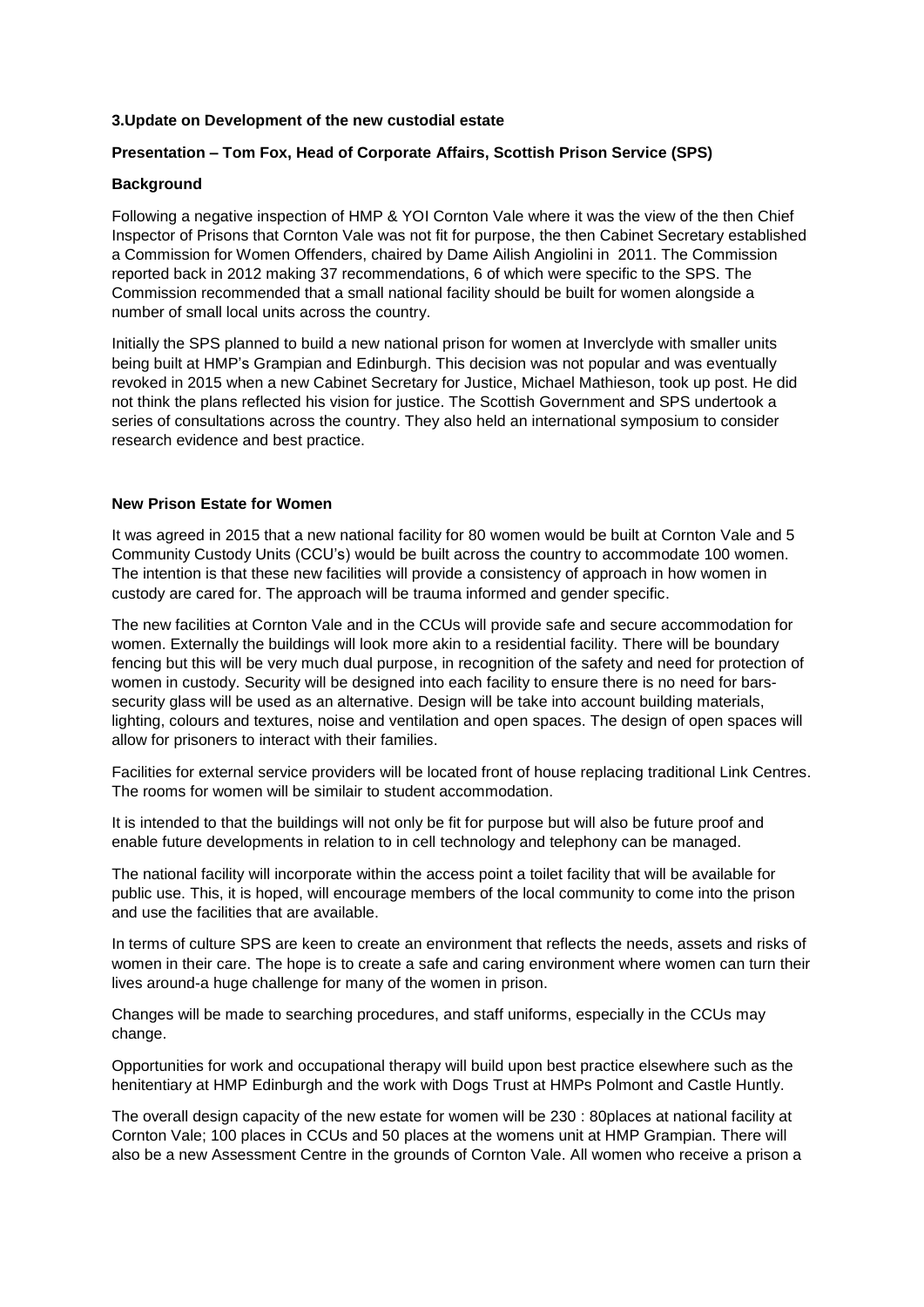**3.Update on Development of the new custodial estate**

**Presentation – Tom Fox, Head of Corporate Affairs, Scottish Prison Service (SPS)**

**Background**

Following a negative inspection of HMP & YOI Cornton Vale where it was the view of the then Chief Inspector of Prisons that Cornton Vale was not fit for purpose, the then Cabinet Secretary established a Commission for Women Offenders, chaired by Dame Ailish Angiolini in 2011. The Commission reported back in 2012 making 37 recommendations, 6 of which were specific to the SPS. The Commission recommended that a small national facility should be built for women alongside a number of small local units across the country.

Initially the SPS planned to build a new national prison for women at Inverclyde with smaller units being built at HMP's Grampian and Edinburgh. This decision was not popular and was eventually revoked in 2015 when a new Cabinet Secretary for Justice, Michael Mathieson, took up post. He did not think the plans reflected his vision for justice. The Scottish Government and SPS undertook a series of consultations across the country. They also held an international symposium to consider research evidence and best practice.

**New Prison Estate for Women**

It was agreed in 2015 that a new national facility for 80 women would be built at Cornton Vale and 5 Community Custody Units (CCU's) would be built across the country to accommodate 100 women. The intention is that these new facilities will provide a consistency of approach in how women in custody are cared for. The approach will be trauma informed and gender specific.

The new facilities at Cornton Vale and in the CCUs will provide safe and secure accommodation for women. Externally the buildings will look more akin to a residential facility. There will be boundary fencing but this will be very much dual purpose, in recognition of the safety and need for protection of women in custody. Security will be designed into each facility to ensure there is no need for bars-security glass will be used as an alternative. Design will be take into account building materials, lighting, colours and textures, noise and ventilation and open spaces. The design of open spaces will allow for prisoners to interact with their families.

Facilities for external service providers will be located front of house replacing traditional Link Centres. The rooms for women will be similair to student accommodation.

It is intended to that the buildings will not only be fit for purpose but will also be future proof and enable future developments in relation to in cell technology and telephony can be managed.

The national facility will incorporate within the access point a toilet facility that will be available for public use. This, it is hoped, will encourage members of the local community to come into the prison and use the facilities that are available.

In terms of culture SPS are keen to create an environment that reflects the needs, assets and risks of women in their care. The hope is to create a safe and caring environment where women can turn their lives around-a huge challenge for many of the women in prison.

Changes will be made to searching procedures, and staff uniforms, especially in the CCUs may change.

Opportunities for work and occupational therapy will build upon best practice elsewhere such as the henitentiary at HMP Edinburgh and the work with Dogs Trust at HMPs Polmont and Castle Huntly.

The overall design capacity of the new estate for women will be 230 : 80places at national facility at Cornton Vale; 100 places in CCUs and 50 places at the womens unit at HMP Grampian. There will also be a new Assessment Centre in the grounds of Cornton Vale. All women who receive a prison a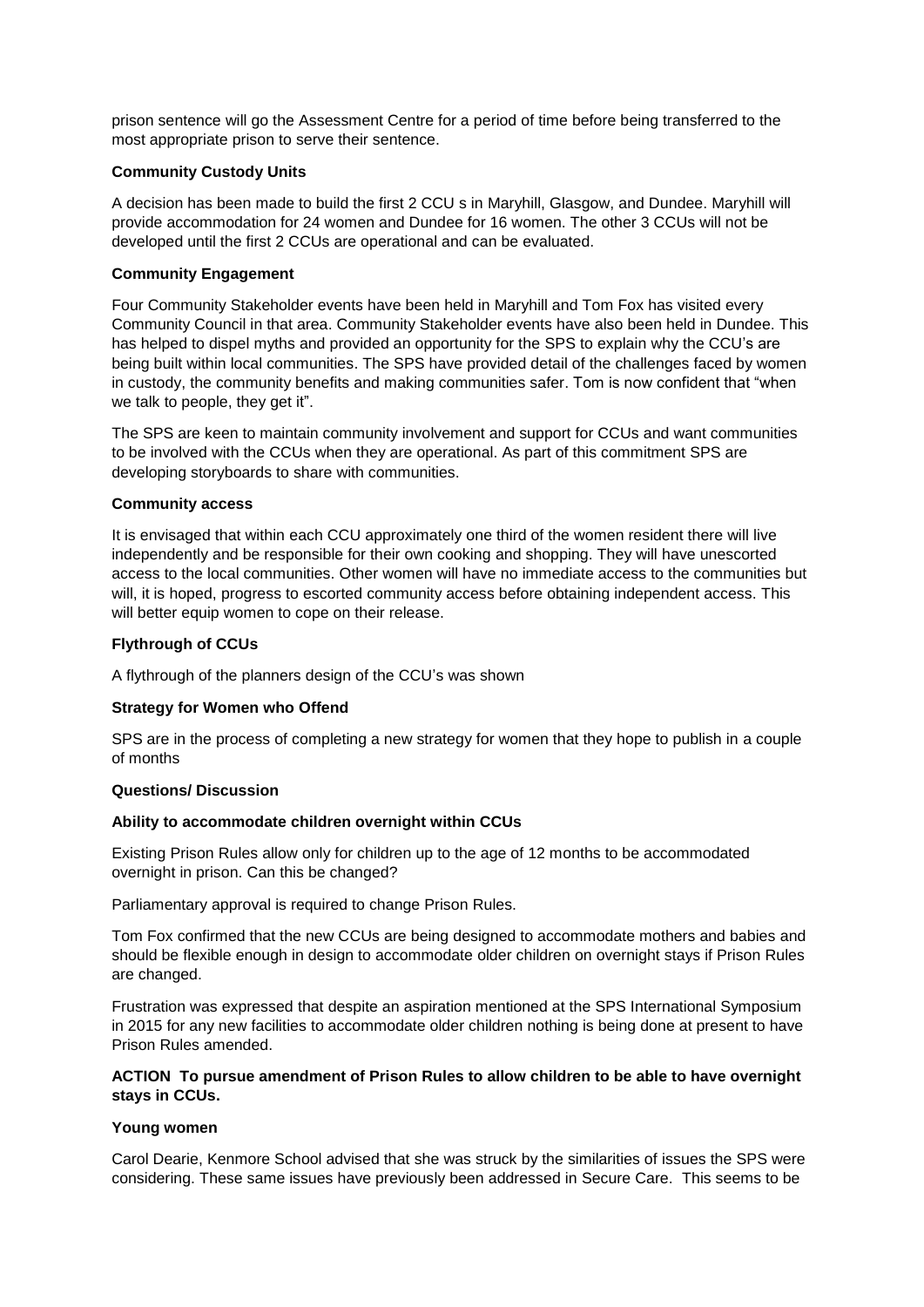prison sentence will go the Assessment Centre for a period of time before being transferred to the most appropriate prison to serve their sentence.

**Community Custody Units**

A decision has been made to build the first 2 CCU s in Maryhill, Glasgow, and Dundee. Maryhill will provide accommodation for 24 women and Dundee for 16 women. The other 3 CCUs will not be developed until the first 2 CCUs are operational and can be evaluated.

**Community Engagement**

Four Community Stakeholder events have been held in Maryhill and Tom Fox has visited every Community Council in that area. Community Stakeholder events have also been held in Dundee. This has helped to dispel myths and provided an opportunity for the SPS to explain why the CCU's are being built within local communities. The SPS have provided detail of the challenges faced by women in custody, the community benefits and making communities safer. Tom is now confident that "when we talk to people, they get it".

The SPS are keen to maintain community involvement and support for CCUs and want communities to be involved with the CCUs when they are operational. As part of this commitment SPS are developing storyboards to share with communities.

**Community access**

It is envisaged that within each CCU approximately one third of the women resident there will live independently and be responsible for their own cooking and shopping. They will have unescorted access to the local communities. Other women will have no immediate access to the communities but will, it is hoped, progress to escorted community access before obtaining independent access. This will better equip women to cope on their release.

**Flythrough of CCUs**

A flythrough of the planners design of the CCU's was shown

**Strategy for Women who Offend**

SPS are in the process of completing a new strategy for women that they hope to publish in a couple of months

**Questions/ Discussion**

**Ability to accommodate children overnight within CCUs**

Existing Prison Rules allow only for children up to the age of 12 months to be accommodated overnight in prison. Can this be changed?

Parliamentary approval is required to change Prison Rules.

Tom Fox confirmed that the new CCUs are being designed to accommodate mothers and babies and should be flexible enough in design to accommodate older children on overnight stays if Prison Rules are changed.

Frustration was expressed that despite an aspiration mentioned at the SPS International Symposium in 2015 for any new facilities to accommodate older children nothing is being done at present to have Prison Rules amended.

**ACTION To pursue amendment of Prison Rules to allow children to be able to have overnight stays in CCUs.**

**Young women**

Carol Dearie, Kenmore School advised that she was struck by the similarities of issues the SPS were considering. These same issues have previously been addressed in Secure Care. This seems to be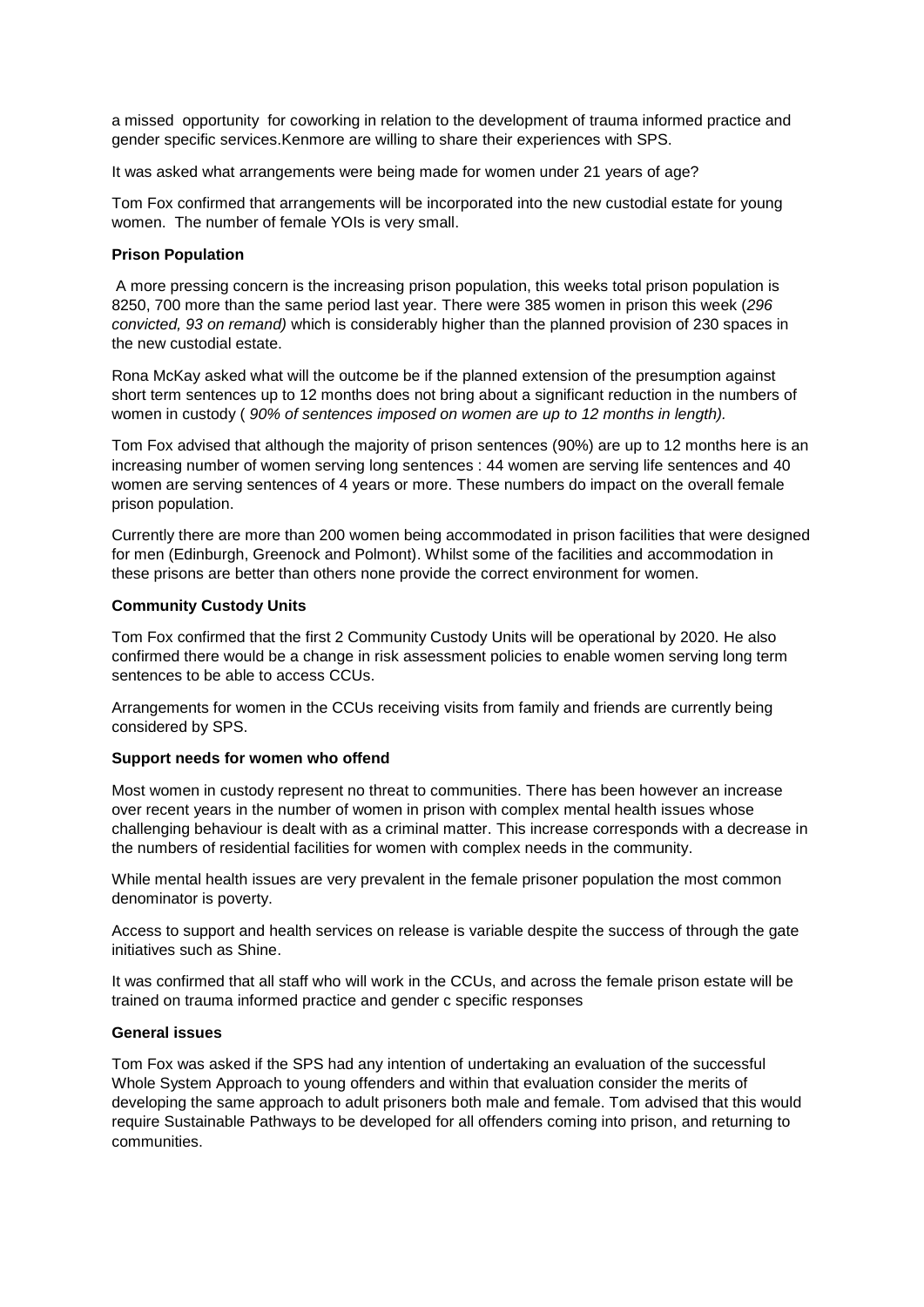a missed opportunity for coworking in relation to the development of trauma informed practice and gender specific services.Kenmore are willing to share their experiences with SPS.

It was asked what arrangements were being made for women under 21 years of age?

Tom Fox confirmed that arrangements will be incorporated into the new custodial estate for young women. The number of female YOIs is very small.

**Prison Population**

A more pressing concern is the increasing prison population, this weeks total prison population is 8250, 700 more than the same period last year. There were 385 women in prison this week (*296 convicted, 93 on remand)* which is considerably higher than the planned provision of 230 spaces in the new custodial estate.

Rona McKay asked what will the outcome be if the planned extension of the presumption against short term sentences up to 12 months does not bring about a significant reduction in the numbers of women in custody ( *90% of sentences imposed on women are up to 12 months in length).*

Tom Fox advised that although the majority of prison sentences (90%) are up to 12 months here is an increasing number of women serving long sentences : 44 women are serving life sentences and 40 women are serving sentences of 4 years or more. These numbers do impact on the overall female prison population.

Currently there are more than 200 women being accommodated in prison facilities that were designed for men (Edinburgh, Greenock and Polmont). Whilst some of the facilities and accommodation in these prisons are better than others none provide the correct environment for women.

**Community Custody Units**

Tom Fox confirmed that the first 2 Community Custody Units will be operational by 2020. He also confirmed there would be a change in risk assessment policies to enable women serving long term sentences to be able to access CCUs.

Arrangements for women in the CCUs receiving visits from family and friends are currently being considered by SPS.

**Support needs for women who offend**

Most women in custody represent no threat to communities. There has been however an increase over recent years in the number of women in prison with complex mental health issues whose challenging behaviour is dealt with as a criminal matter. This increase corresponds with a decrease in the numbers of residential facilities for women with complex needs in the community.

While mental health issues are very prevalent in the female prisoner population the most common denominator is poverty.

Access to support and health services on release is variable despite the success of through the gate initiatives such as Shine.

It was confirmed that all staff who will work in the CCUs, and across the female prison estate will be trained on trauma informed practice and gender c specific responses

**General issues**

Tom Fox was asked if the SPS had any intention of undertaking an evaluation of the successful Whole System Approach to young offenders and within that evaluation consider the merits of developing the same approach to adult prisoners both male and female. Tom advised that this would require Sustainable Pathways to be developed for all offenders coming into prison, and returning to communities.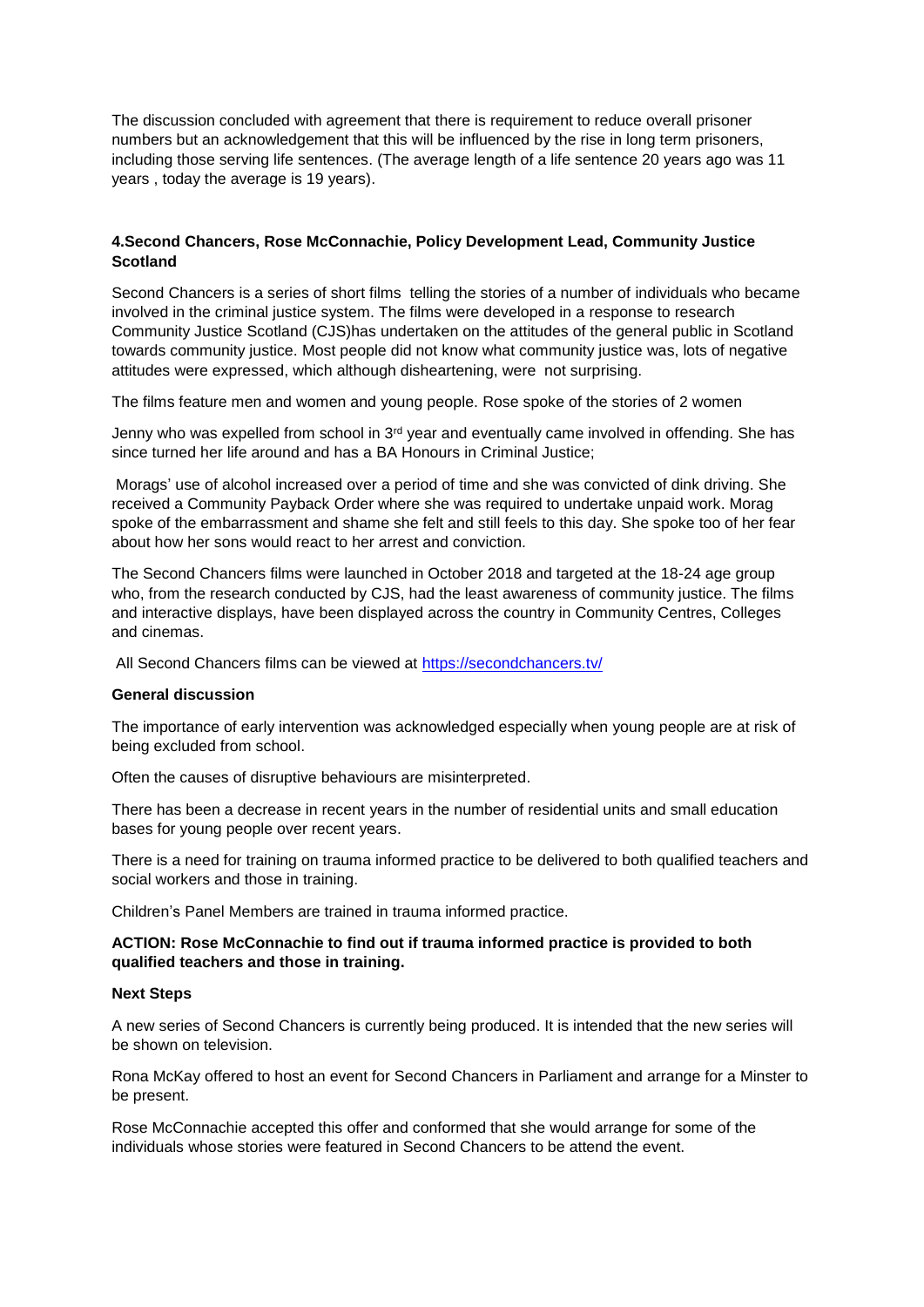The discussion concluded with agreement that there is requirement to reduce overall prisoner numbers but an acknowledgement that this will be influenced by the rise in long term prisoners, including those serving life sentences. (The average length of a life sentence 20 years ago was 11 years , today the average is 19 years).

**4.Second Chancers, Rose McConnachie, Policy Development Lead, Community Justice Scotland**

Second Chancers is a series of short films telling the stories of a number of individuals who became involved in the criminal justice system. The films were developed in a response to research Community Justice Scotland (CJS)has undertaken on the attitudes of the general public in Scotland towards community justice. Most people did not know what community justice was, lots of negative attitudes were expressed, which although disheartening, were not surprising.

The films feature men and women and young people. Rose spoke of the stories of 2 women

Jenny who was expelled from school in 3rd year and eventually came involved in offending. She has since turned her life around and has a BA Honours in Criminal Justice;

Morags' use of alcohol increased over a period of time and she was convicted of dink driving. She received a Community Payback Order where she was required to undertake unpaid work. Morag spoke of the embarrassment and shame she felt and still feels to this day. She spoke too of her fear about how her sons would react to her arrest and conviction.

The Second Chancers films were launched in October 2018 and targeted at the 18-24 age group who, from the research conducted by CJS, had the least awareness of community justice. The films and interactive displays, have been displayed across the country in Community Centres, Colleges and cinemas.

All Second Chancers films can be viewed at https://secondchancers.tv/

**General discussion**

The importance of early intervention was acknowledged especially when young people are at risk of being excluded from school.

Often the causes of disruptive behaviours are misinterpreted.

There has been a decrease in recent years in the number of residential units and small education bases for young people over recent years.

There is a need for training on trauma informed practice to be delivered to both qualified teachers and social workers and those in training.

Children's Panel Members are trained in trauma informed practice.

**ACTION: Rose McConnachie to find out if trauma informed practice is provided to both qualified teachers and those in training.**

**Next Steps**

A new series of Second Chancers is currently being produced. It is intended that the new series will be shown on television.

Rona McKay offered to host an event for Second Chancers in Parliament and arrange for a Minster to be present.

Rose McConnachie accepted this offer and conformed that she would arrange for some of the individuals whose stories were featured in Second Chancers to be attend the event.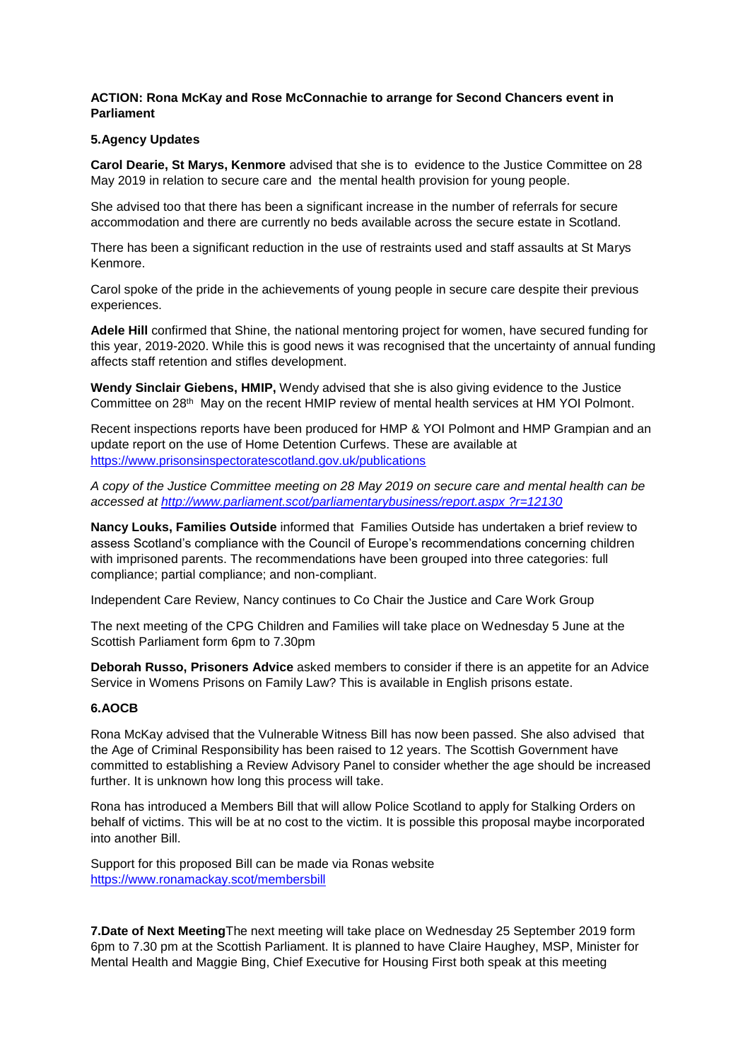**ACTION: Rona McKay and Rose McConnachie to arrange for Second Chancers event in Parliament**

**5.Agency Updates**

**Carol Dearie, St Marys, Kenmore** advised that she is to evidence to the Justice Committee on 28 May 2019 in relation to secure care and the mental health provision for young people.

She advised too that there has been a significant increase in the number of referrals for secure accommodation and there are currently no beds available across the secure estate in Scotland.

There has been a significant reduction in the use of restraints used and staff assaults at St Marys Kenmore.

Carol spoke of the pride in the achievements of young people in secure care despite their previous experiences.

**Adele Hill** confirmed that Shine, the national mentoring project for women, have secured funding for this year, 2019-2020. While this is good news it was recognised that the uncertainty of annual funding affects staff retention and stifles development.

**Wendy Sinclair Giebens, HMIP,** Wendy advised that she is also giving evidence to the Justice Committee on 28th May on the recent HMIP review of mental health services at HM YOI Polmont.

Recent inspections reports have been produced for HMP & YOI Polmont and HMP Grampian and an update report on the use of Home Detention Curfews. These are available at https://www.prisonsinspectoratescotland.gov.uk/publications

*A copy of the Justice Committee meeting on 28 May 2019 on secure care and mental health can be accessed at http://www.parliament.scot/parliamentarybusiness/report.aspx ?r=12130*

**Nancy Louks, Families Outside** informed that Families Outside has undertaken a brief review to assess Scotland's compliance with the Council of Europe's recommendations concerning children with imprisoned parents. The recommendations have been grouped into three categories: full compliance; partial compliance; and non-compliant.

Independent Care Review, Nancy continues to Co Chair the Justice and Care Work Group

The next meeting of the CPG Children and Families will take place on Wednesday 5 June at the Scottish Parliament form 6pm to 7.30pm

**Deborah Russo, Prisoners Advice** asked members to consider if there is an appetite for an Advice Service in Womens Prisons on Family Law? This is available in English prisons estate.

**6.AOCB**

Rona McKay advised that the Vulnerable Witness Bill has now been passed. She also advised that the Age of Criminal Responsibility has been raised to 12 years. The Scottish Government have committed to establishing a Review Advisory Panel to consider whether the age should be increased further. It is unknown how long this process will take.

Rona has introduced a Members Bill that will allow Police Scotland to apply for Stalking Orders on behalf of victims. This will be at no cost to the victim. It is possible this proposal maybe incorporated into another Bill.

Support for this proposed Bill can be made via Ronas website https://www.ronamackay.scot/membersbill

**7.Date of Next Meeting**The next meeting will take place on Wednesday 25 September 2019 form 6pm to 7.30 pm at the Scottish Parliament. It is planned to have Claire Haughey, MSP, Minister for Mental Health and Maggie Bing, Chief Executive for Housing First both speak at this meeting